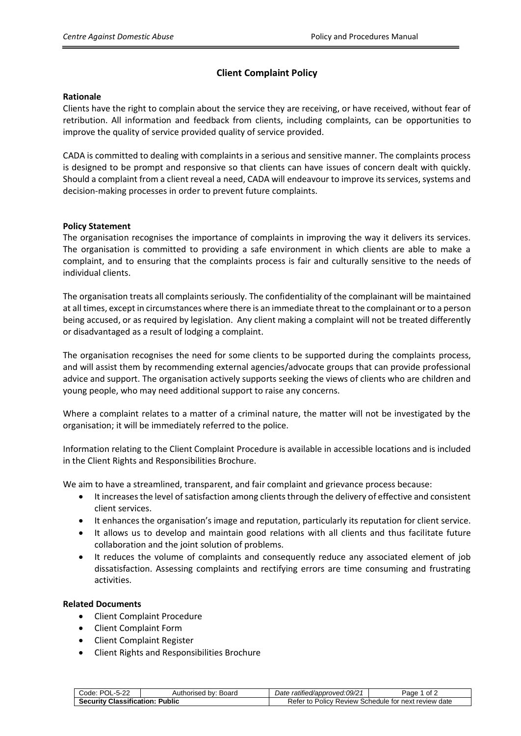# Client Complaint Policy

## Rationale

Clients have the right to complain about the service they are receiving, or have received, without fear of retribution. All information and feedback from clients, including complaints, can be opportunities to improve the quality of service provided quality of service provided.

CADA is committed to dealing with complaints in a serious and sensitive manner. The complaints process is designed to be prompt and responsive so that clients can have issues of concern dealt with quickly. Should a complaint from a client reveal a need, CADA will endeavour to improve its services, systems and decision-making processes in order to prevent future complaints.

## Policy Statement

The organisation recognises the importance of complaints in improving the way it delivers its services. The organisation is committed to providing a safe environment in which clients are able to make a complaint, and to ensuring that the complaints process is fair and culturally sensitive to the needs of individual clients.

The organisation treats all complaints seriously. The confidentiality of the complainant will be maintained at all times, except in circumstances where there is an immediate threat to the complainant or to a person being accused, or as required by legislation. Any client making a complaint will not be treated differently or disadvantaged as a result of lodging a complaint.

The organisation recognises the need for some clients to be supported during the complaints process, and will assist them by recommending external agencies/advocate groups that can provide professional advice and support. The organisation actively supports seeking the views of clients who are children and young people, who may need additional support to raise any concerns.

Where a complaint relates to a matter of a criminal nature, the matter will not be investigated by the organisation; it will be immediately referred to the police.

Information relating to the Client Complaint Procedure is available in accessible locations and is included in the Client Rights and Responsibilities Brochure.

We aim to have a streamlined, transparent, and fair complaint and grievance process because:

- It increases the level of satisfaction among clients through the delivery of effective and consistent client services.
- It enhances the organisation's image and reputation, particularly its reputation for client service.
- It allows us to develop and maintain good relations with all clients and thus facilitate future collaboration and the joint solution of problems.
- It reduces the volume of complaints and consequently reduce any associated element of job dissatisfaction. Assessing complaints and rectifying errors are time consuming and frustrating activities.

## Related Documents

- Client Complaint Procedure
- Client Complaint Form
- Client Complaint Register
- Client Rights and Responsibilities Brochure

| Code: POL-5-22 | Authorised by: Board | *Date ratified/approved:09/21* | |
|---|---|---|---|
| **Security Classification: Public** | | Refer to Policy Review Schedule for next review date | |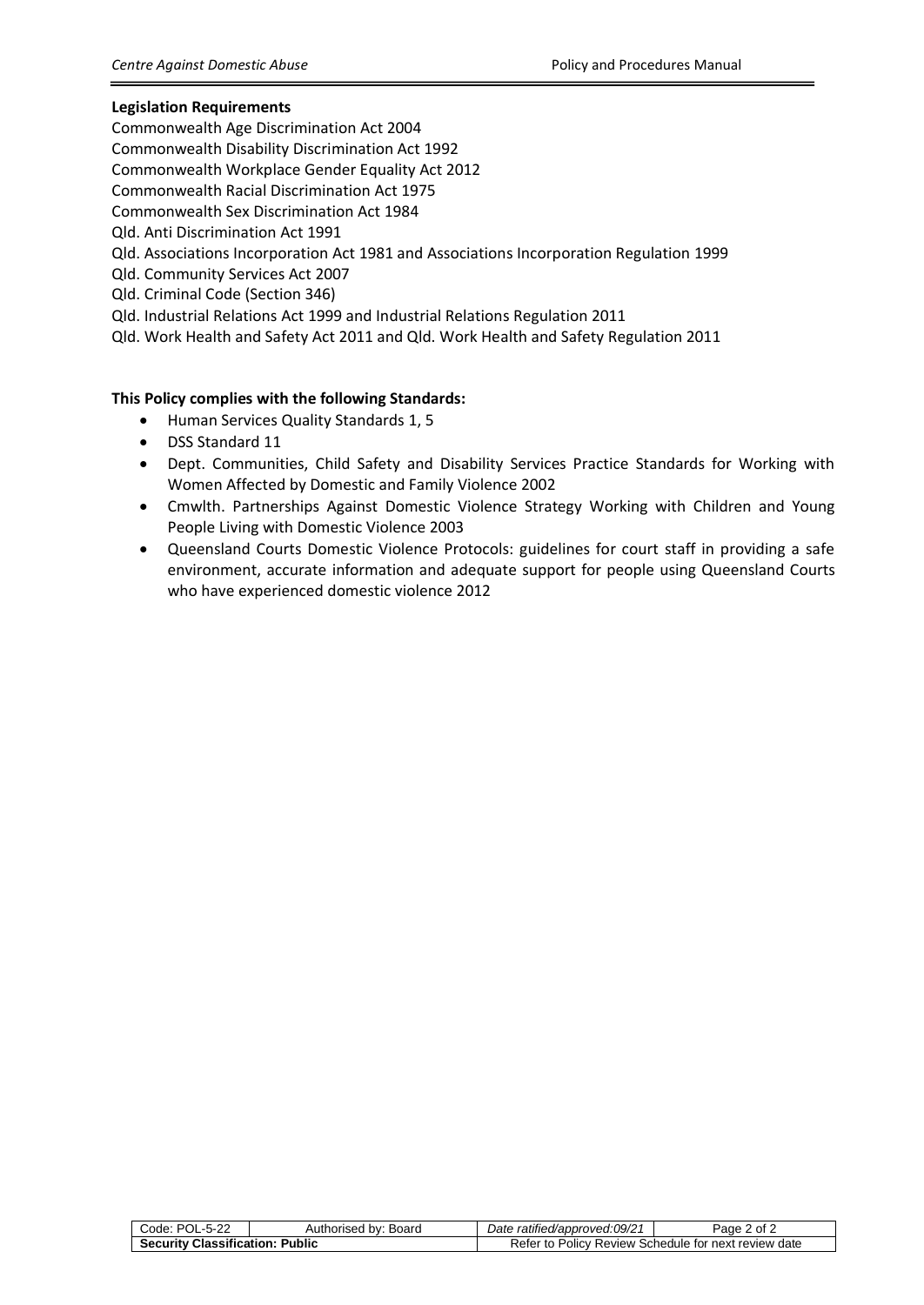**Legislation Requirements**

Commonwealth Age Discrimination Act 2004
Commonwealth Disability Discrimination Act 1992
Commonwealth Workplace Gender Equality Act 2012
Commonwealth Racial Discrimination Act 1975
Commonwealth Sex Discrimination Act 1984
Qld. Anti Discrimination Act 1991
Qld. Associations Incorporation Act 1981 and Associations Incorporation Regulation 1999
Qld. Community Services Act 2007
Qld. Criminal Code (Section 346)
Qld. Industrial Relations Act 1999 and Industrial Relations Regulation 2011
Qld. Work Health and Safety Act 2011 and Qld. Work Health and Safety Regulation 2011

**This Policy complies with the following Standards:**

- Human Services Quality Standards 1, 5
- DSS Standard 11
- Dept. Communities, Child Safety and Disability Services Practice Standards for Working with Women Affected by Domestic and Family Violence 2002
- Cmwlth. Partnerships Against Domestic Violence Strategy Working with Children and Young People Living with Domestic Violence 2003
- Queensland Courts Domestic Violence Protocols: guidelines for court staff in providing a safe environment, accurate information and adequate support for people using Queensland Courts who have experienced domestic violence 2012